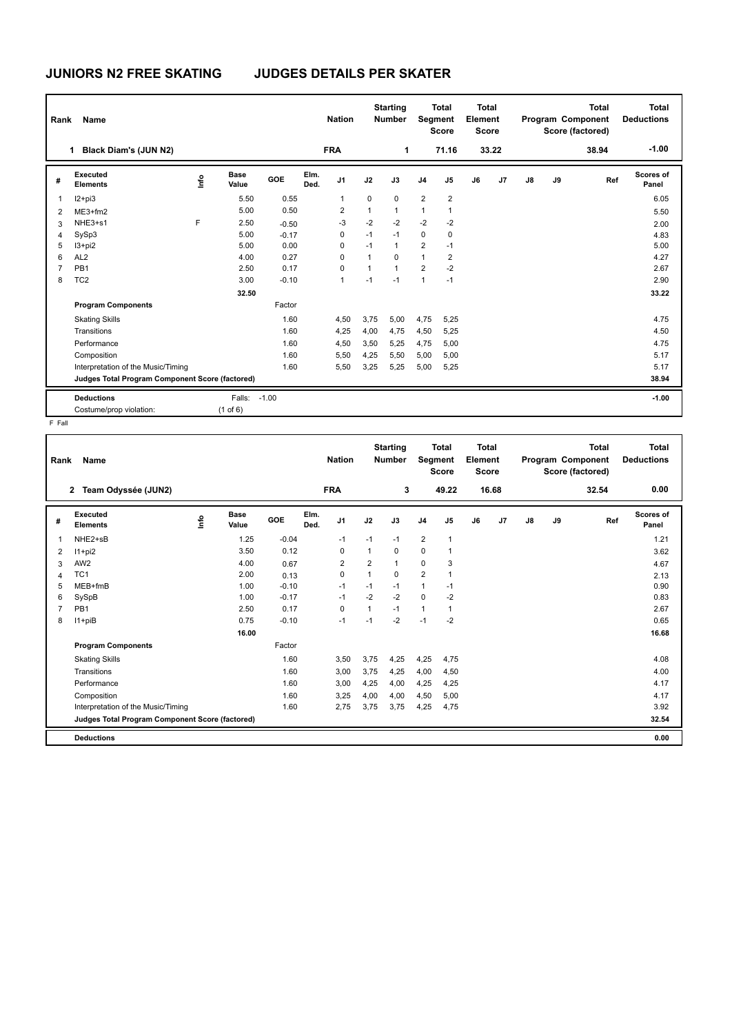# JUNIORS N2 FREE SKATING JUDGES DETAILS PER SKATER

| Rank | Name | Nation | Starting Number | Total Segment Score | Total Element Score | Total Program Component Score (factored) | Total Deductions |
|---|---|---|---|---|---|---|---|
| 1 | Black Diam's (JUN N2) | FRA | 1 | 71.16 | 33.22 | 38.94 | -1.00 |

| # | Executed Elements | Info | Base Value | GOE | Elm. Ded. | J1 | J2 | J3 | J4 | J5 | J6 | J7 | J8 | J9 | Ref | Scores of Panel |
|---|---|---|---|---|---|---|---|---|---|---|---|---|---|---|---|---|
| 1 | I2+pi3 | | 5.50 | 0.55 | | 1 | 0 | 0 | 2 | 2 | | | | | | 6.05 |
| 2 | ME3+fm2 | | 5.00 | 0.50 | | 2 | 1 | 1 | 1 | 1 | | | | | | 5.50 |
| 3 | NHE3+s1 | F | 2.50 | -0.50 | | -3 | -2 | -2 | -2 | -2 | | | | | | 2.00 |
| 4 | SySp3 | | 5.00 | -0.17 | | 0 | -1 | -1 | 0 | 0 | | | | | | 4.83 |
| 5 | I3+pi2 | | 5.00 | 0.00 | | 0 | -1 | 1 | 2 | -1 | | | | | | 5.00 |
| 6 | AL2 | | 4.00 | 0.27 | | 0 | 1 | 0 | 1 | 2 | | | | | | 4.27 |
| 7 | PB1 | | 2.50 | 0.17 | | 0 | 1 | 1 | 2 | -2 | | | | | | 2.67 |
| 8 | TC2 | | 3.00 | -0.10 | | 1 | -1 | -1 | 1 | -1 | | | | | | 2.90 |
| | | | 32.50 | | | | | | | | | | | | | 33.22 |
| | **Program Components** | | | Factor | | | | | | | | | | | | |
| | Skating Skills | | | 1.60 | | 4,50 | 3,75 | 5,00 | 4,75 | 5,25 | | | | | | 4.75 |
| | Transitions | | | 1.60 | | 4,25 | 4,00 | 4,75 | 4,50 | 5,25 | | | | | | 4.50 |
| | Performance | | | 1.60 | | 4,50 | 3,50 | 5,25 | 4,75 | 5,00 | | | | | | 4.75 |
| | Composition | | | 1.60 | | 5,50 | 4,25 | 5,50 | 5,00 | 5,00 | | | | | | 5.17 |
| | Interpretation of the Music/Timing | | | 1.60 | | 5,50 | 3,25 | 5,25 | 5,00 | 5,25 | | | | | | 5.17 |
| | **Judges Total Program Component Score (factored)** | | | | | | | | | | | | | | | 38.94 |
| | **Deductions** | | Falls: | -1.00 | | | | | | | | | | | | -1.00 |
| | Costume/prop violation: | | (1 of 6) | | | | | | | | | | | | | |

F Fall

| Rank | Name | Nation | Starting Number | Total Segment Score | Total Element Score | Total Program Component Score (factored) | Total Deductions |
|---|---|---|---|---|---|---|---|
| 2 | Team Odyssée (JUN2) | FRA | 3 | 49.22 | 16.68 | 32.54 | 0.00 |

| # | Executed Elements | Info | Base Value | GOE | Elm. Ded. | J1 | J2 | J3 | J4 | J5 | J6 | J7 | J8 | J9 | Ref | Scores of Panel |
|---|---|---|---|---|---|---|---|---|---|---|---|---|---|---|---|---|
| 1 | NHE2+sB | | 1.25 | -0.04 | | -1 | -1 | -1 | 2 | 1 | | | | | | 1.21 |
| 2 | I1+pi2 | | 3.50 | 0.12 | | 0 | 1 | 0 | 0 | 1 | | | | | | 3.62 |
| 3 | AW2 | | 4.00 | 0.67 | | 2 | 2 | 1 | 0 | 3 | | | | | | 4.67 |
| 4 | TC1 | | 2.00 | 0.13 | | 0 | 1 | 0 | 2 | 1 | | | | | | 2.13 |
| 5 | MEB+fmB | | 1.00 | -0.10 | | -1 | -1 | -1 | 1 | -1 | | | | | | 0.90 |
| 6 | SySpB | | 1.00 | -0.17 | | -1 | -2 | -2 | 0 | -2 | | | | | | 0.83 |
| 7 | PB1 | | 2.50 | 0.17 | | 0 | 1 | -1 | 1 | 1 | | | | | | 2.67 |
| 8 | I1+piB | | 0.75 | -0.10 | | -1 | -1 | -2 | -1 | -2 | | | | | | 0.65 |
| | | | 16.00 | | | | | | | | | | | | | 16.68 |
| | **Program Components** | | | Factor | | | | | | | | | | | | |
| | Skating Skills | | | 1.60 | | 3,50 | 3,75 | 4,25 | 4,25 | 4,75 | | | | | | 4.08 |
| | Transitions | | | 1.60 | | 3,00 | 3,75 | 4,25 | 4,00 | 4,50 | | | | | | 4.00 |
| | Performance | | | 1.60 | | 3,00 | 4,25 | 4,00 | 4,25 | 4,25 | | | | | | 4.17 |
| | Composition | | | 1.60 | | 3,25 | 4,00 | 4,00 | 4,50 | 5,00 | | | | | | 4.17 |
| | Interpretation of the Music/Timing | | | 1.60 | | 2,75 | 3,75 | 3,75 | 4,25 | 4,75 | | | | | | 3.92 |
| | **Judges Total Program Component Score (factored)** | | | | | | | | | | | | | | | 32.54 |
| | **Deductions** | | | | | | | | | | | | | | | 0.00 |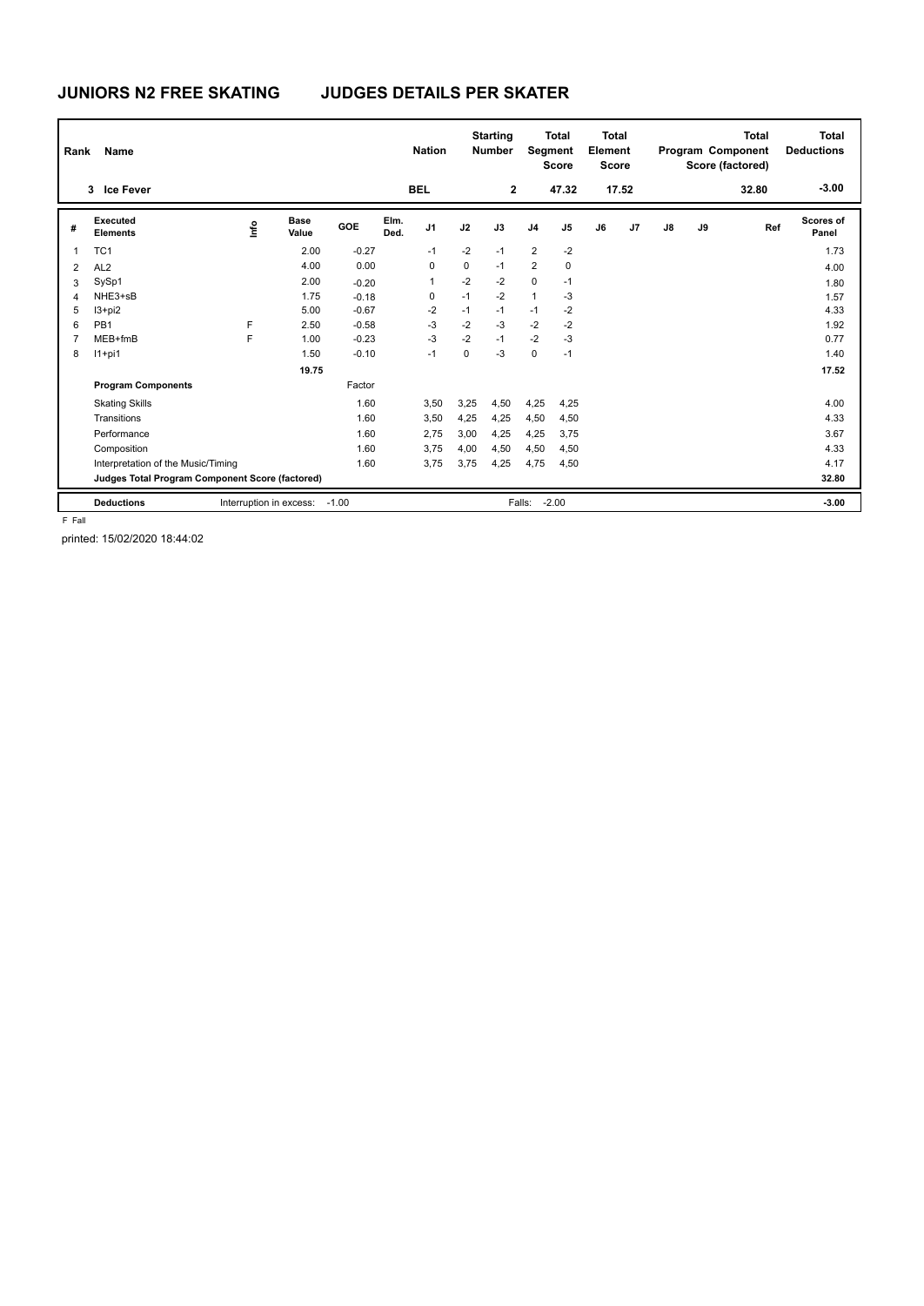# JUNIORS N2 FREE SKATING JUDGES DETAILS PER SKATER

| Rank | Name | Nation | Starting Number | Total Segment Score | Total Element Score | Total Program Component Score (factored) | Total Deductions |
|---|---|---|---|---|---|---|---|
| 3 | Ice Fever | BEL | 2 | 47.32 | 17.52 | 32.80 | -3.00 |

| # | Executed Elements | Info | Base Value | GOE | Elm. Ded. | J1 | J2 | J3 | J4 | J5 | J6 | J7 | J8 | J9 | Ref | Scores of Panel |
|---|---|---|---|---|---|---|---|---|---|---|---|---|---|---|---|---|
| 1 | TC1 | | 2.00 | -0.27 | | -1 | -2 | -1 | 2 | -2 | | | | | | 1.73 |
| 2 | AL2 | | 4.00 | 0.00 | | 0 | 0 | -1 | 2 | 0 | | | | | | 4.00 |
| 3 | SySp1 | | 2.00 | -0.20 | | 1 | -2 | -2 | 0 | -1 | | | | | | 1.80 |
| 4 | NHE3+sB | | 1.75 | -0.18 | | 0 | -1 | -2 | 1 | -3 | | | | | | 1.57 |
| 5 | I3+pi2 | | 5.00 | -0.67 | | -2 | -1 | -1 | -1 | -2 | | | | | | 4.33 |
| 6 | PB1 | F | 2.50 | -0.58 | | -3 | -2 | -3 | -2 | -2 | | | | | | 1.92 |
| 7 | MEB+fmB | F | 1.00 | -0.23 | | -3 | -2 | -1 | -2 | -3 | | | | | | 0.77 |
| 8 | I1+pi1 | | 1.50 | -0.10 | | -1 | 0 | -3 | 0 | -1 | | | | | | 1.40 |
| | | | 19.75 | | | | | | | | | | | | | 17.52 |
| | **Program Components** | | | Factor | | | | | | | | | | | | |
| | Skating Skills | | | 1.60 | | 3,50 | 3,25 | 4,50 | 4,25 | 4,25 | | | | | | 4.00 |
| | Transitions | | | 1.60 | | 3,50 | 4,25 | 4,25 | 4,50 | 4,50 | | | | | | 4.33 |
| | Performance | | | 1.60 | | 2,75 | 3,00 | 4,25 | 4,25 | 3,75 | | | | | | 3.67 |
| | Composition | | | 1.60 | | 3,75 | 4,00 | 4,50 | 4,50 | 4,50 | | | | | | 4.33 |
| | Interpretation of the Music/Timing | | | 1.60 | | 3,75 | 3,75 | 4,25 | 4,75 | 4,50 | | | | | | 4.17 |
| | **Judges Total Program Component Score (factored)** | | | | | | | | | | | | | | | 32.80 |
| | **Deductions** | Interruption in excess: | | -1.00 | | | | Falls: | | -2.00 | | | | | | -3.00 |

F Fall

printed: 15/02/2020 18:44:02